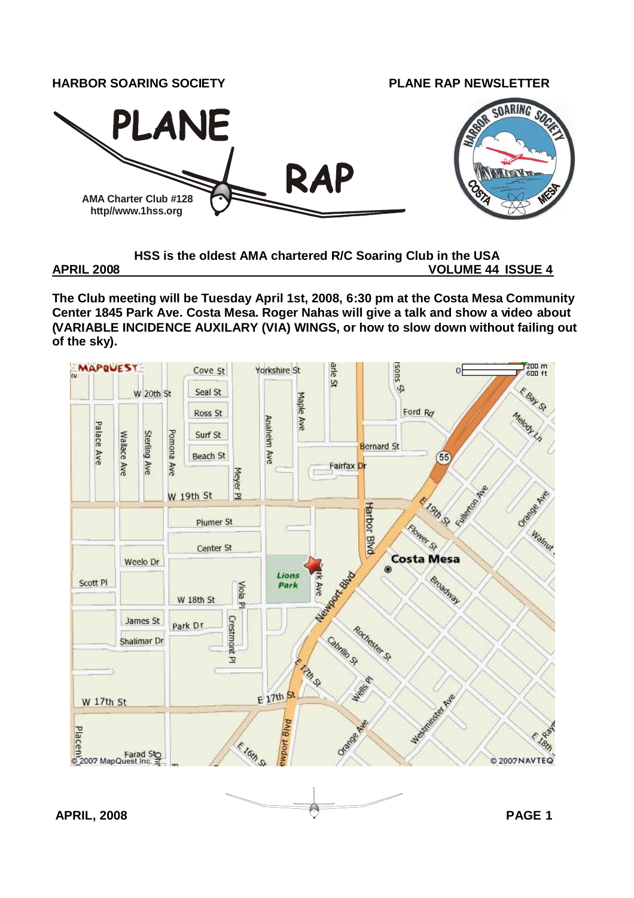**HARBOR SOARING SOCIETY** **PLANE RAP NEWSLETTER**

# PLANE RAP

AMA Charter Club #128
http//www.1hss.org

**HSS is the oldest AMA chartered R/C Soaring Club in the USA**

**APRIL 2008** **VOLUME 44 ISSUE 4**

**The Club meeting will be Tuesday April 1st, 2008, 6:30 pm at the Costa Mesa Community Center 1845 Park Ave. Costa Mesa. Roger Nahas will give a talk and show a video about (VARIABLE INCIDENCE AUXILARY (VIA) WINGS, or how to slow down without failing out of the sky).**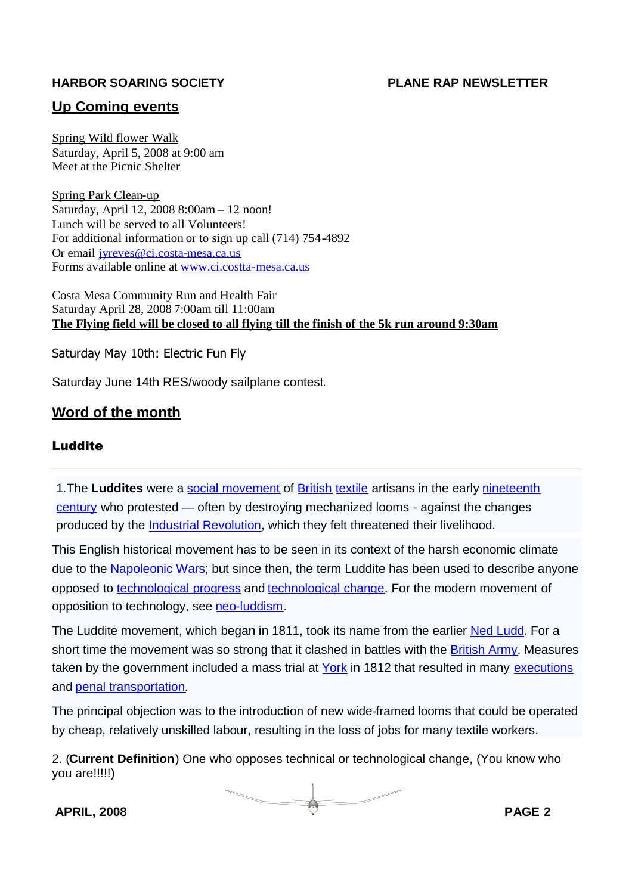## Up Coming events

Spring Wild flower Walk
Saturday, April 5, 2008 at 9:00 am
Meet at the Picnic Shelter

Spring Park Clean-up
Saturday, April 12, 2008 8:00am – 12 noon!
Lunch will be served to all Volunteers!
For additional information or to sign up call (714) 754-4892
Or email jyreves@ci.costa-mesa.ca.us
Forms available online at www.ci.costta-mesa.ca.us

Costa Mesa Community Run and Health Fair
Saturday April 28, 2008 7:00am till 11:00am
**The Flying field will be closed to all flying till the finish of the 5k run around 9:30am**

Saturday May 10th: Electric Fun Fly

Saturday June 14th RES/woody sailplane contest.

## Word of the month

### Luddite

---

1.The **Luddites** were a social movement of British textile artisans in the early nineteenth century who protested — often by destroying mechanized looms - against the changes produced by the Industrial Revolution, which they felt threatened their livelihood.

This English historical movement has to be seen in its context of the harsh economic climate due to the Napoleonic Wars; but since then, the term Luddite has been used to describe anyone opposed to technological progress and technological change. For the modern movement of opposition to technology, see neo-luddism.

The Luddite movement, which began in 1811, took its name from the earlier Ned Ludd. For a short time the movement was so strong that it clashed in battles with the British Army. Measures taken by the government included a mass trial at York in 1812 that resulted in many executions and penal transportation.

The principal objection was to the introduction of new wide-framed looms that could be operated by cheap, relatively unskilled labour, resulting in the loss of jobs for many textile workers.

2. (**Current Definition**) One who opposes technical or technological change, (You know who you are!!!!!)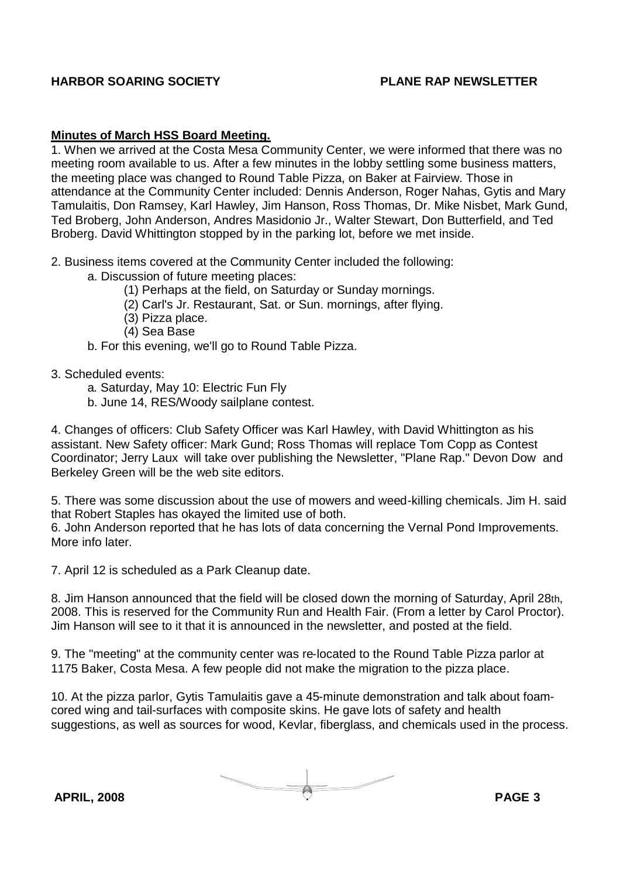**Minutes of March HSS Board Meeting.**

1. When we arrived at the Costa Mesa Community Center, we were informed that there was no meeting room available to us. After a few minutes in the lobby settling some business matters, the meeting place was changed to Round Table Pizza, on Baker at Fairview. Those in attendance at the Community Center included: Dennis Anderson, Roger Nahas, Gytis and Mary Tamulaitis, Don Ramsey, Karl Hawley, Jim Hanson, Ross Thomas, Dr. Mike Nisbet, Mark Gund, Ted Broberg, John Anderson, Andres Masidonio Jr., Walter Stewart, Don Butterfield, and Ted Broberg. David Whittington stopped by in the parking lot, before we met inside.

2. Business items covered at the Community Center included the following:
   - a. Discussion of future meeting places:
     - (1) Perhaps at the field, on Saturday or Sunday mornings.
     - (2) Carl's Jr. Restaurant, Sat. or Sun. mornings, after flying.
     - (3) Pizza place.
     - (4) Sea Base
   - b. For this evening, we'll go to Round Table Pizza.

3. Scheduled events:
   - a. Saturday, May 10: Electric Fun Fly
   - b. June 14, RES/Woody sailplane contest.

4. Changes of officers: Club Safety Officer was Karl Hawley, with David Whittington as his assistant. New Safety officer: Mark Gund; Ross Thomas will replace Tom Copp as Contest Coordinator; Jerry Laux will take over publishing the Newsletter, "Plane Rap." Devon Dow and Berkeley Green will be the web site editors.

5. There was some discussion about the use of mowers and weed-killing chemicals. Jim H. said that Robert Staples has okayed the limited use of both.

6. John Anderson reported that he has lots of data concerning the Vernal Pond Improvements. More info later.

7. April 12 is scheduled as a Park Cleanup date.

8. Jim Hanson announced that the field will be closed down the morning of Saturday, April 28th, 2008. This is reserved for the Community Run and Health Fair. (From a letter by Carol Proctor). Jim Hanson will see to it that it is announced in the newsletter, and posted at the field.

9. The "meeting" at the community center was re-located to the Round Table Pizza parlor at 1175 Baker, Costa Mesa. A few people did not make the migration to the pizza place.

10. At the pizza parlor, Gytis Tamulaitis gave a 45-minute demonstration and talk about foam-cored wing and tail-surfaces with composite skins. He gave lots of safety and health suggestions, as well as sources for wood, Kevlar, fiberglass, and chemicals used in the process.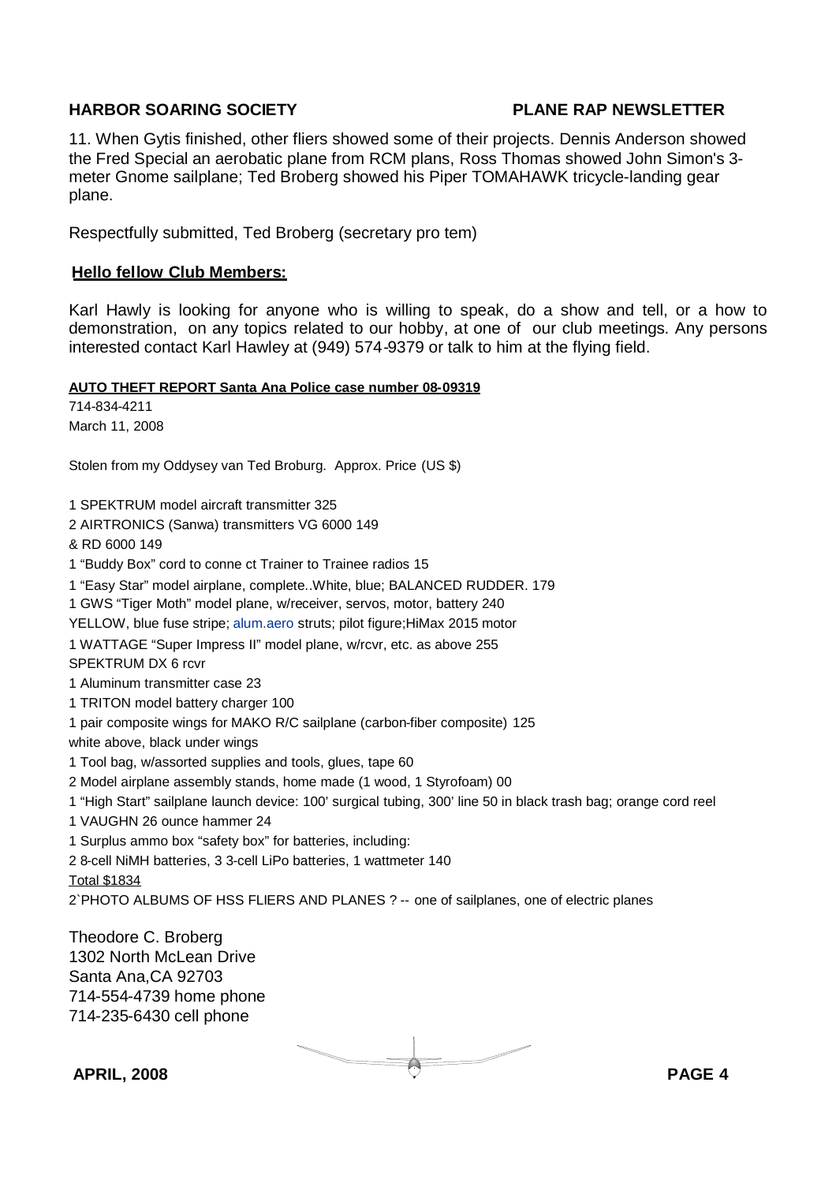11. When Gytis finished, other fliers showed some of their projects. Dennis Anderson showed the Fred Special an aerobatic plane from RCM plans, Ross Thomas showed John Simon's 3-meter Gnome sailplane; Ted Broberg showed his Piper TOMAHAWK tricycle-landing gear plane.

Respectfully submitted, Ted Broberg (secretary pro tem)

**Hello fellow Club Members:**

Karl Hawly is looking for anyone who is willing to speak, do a show and tell, or a how to demonstration, on any topics related to our hobby, at one of our club meetings. Any persons interested contact Karl Hawley at (949) 574-9379 or talk to him at the flying field.

**AUTO THEFT REPORT Santa Ana Police case number 08-09319**

714-834-4211
March 11, 2008

Stolen from my Oddysey van Ted Broburg. Approx. Price (US $)

1 SPEKTRUM model aircraft transmitter 325
2 AIRTRONICS (Sanwa) transmitters VG 6000 149
& RD 6000 149
1 "Buddy Box" cord to conne ct Trainer to Trainee radios 15
1 "Easy Star" model airplane, complete..White, blue; BALANCED RUDDER. 179
1 GWS "Tiger Moth" model plane, w/receiver, servos, motor, battery 240
YELLOW, blue fuse stripe; alum.aero struts; pilot figure;HiMax 2015 motor
1 WATTAGE "Super Impress II" model plane, w/rcvr, etc. as above 255
SPEKTRUM DX 6 rcvr
1 Aluminum transmitter case 23
1 TRITON model battery charger 100
1 pair composite wings for MAKO R/C sailplane (carbon-fiber composite) 125
white above, black under wings
1 Tool bag, w/assorted supplies and tools, glues, tape 60
2 Model airplane assembly stands, home made (1 wood, 1 Styrofoam) 00
1 "High Start" sailplane launch device: 100' surgical tubing, 300' line 50 in black trash bag; orange cord reel
1 VAUGHN 26 ounce hammer 24
1 Surplus ammo box "safety box" for batteries, including:
2 8-cell NiMH batteries, 3 3-cell LiPo batteries, 1 wattmeter 140
Total $1834
2`PHOTO ALBUMS OF HSS FLIERS AND PLANES ? -- one of sailplanes, one of electric planes

Theodore C. Broberg
1302 North McLean Drive
Santa Ana,CA 92703
714-554-4739 home phone
714-235-6430 cell phone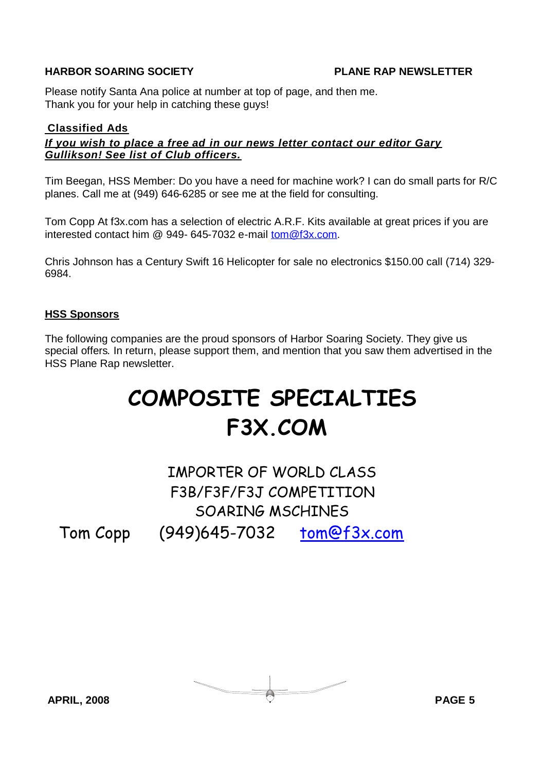Please notify Santa Ana police at number at top of page, and then me.
Thank you for your help in catching these guys!

**Classified Ads**

***If you wish to place a free ad in our news letter contact our editor Gary Gullikson! See list of Club officers.***

Tim Beegan, HSS Member: Do you have a need for machine work? I can do small parts for R/C planes. Call me at (949) 646-6285 or see me at the field for consulting.

Tom Copp At f3x.com has a selection of electric A.R.F. Kits available at great prices if you are interested contact him @ 949- 645-7032 e-mail tom@f3x.com.

Chris Johnson has a Century Swift 16 Helicopter for sale no electronics $150.00 call (714) 329-6984.

**HSS Sponsors**

The following companies are the proud sponsors of Harbor Soaring Society. They give us special offers. In return, please support them, and mention that you saw them advertised in the HSS Plane Rap newsletter.

# COMPOSITE SPECIALTIES
# F3X.COM

IMPORTER OF WORLD CLASS
F3B/F3F/F3J COMPETITION
SOARING MSCHINES

Tom Copp (949)645-7032 tom@f3x.com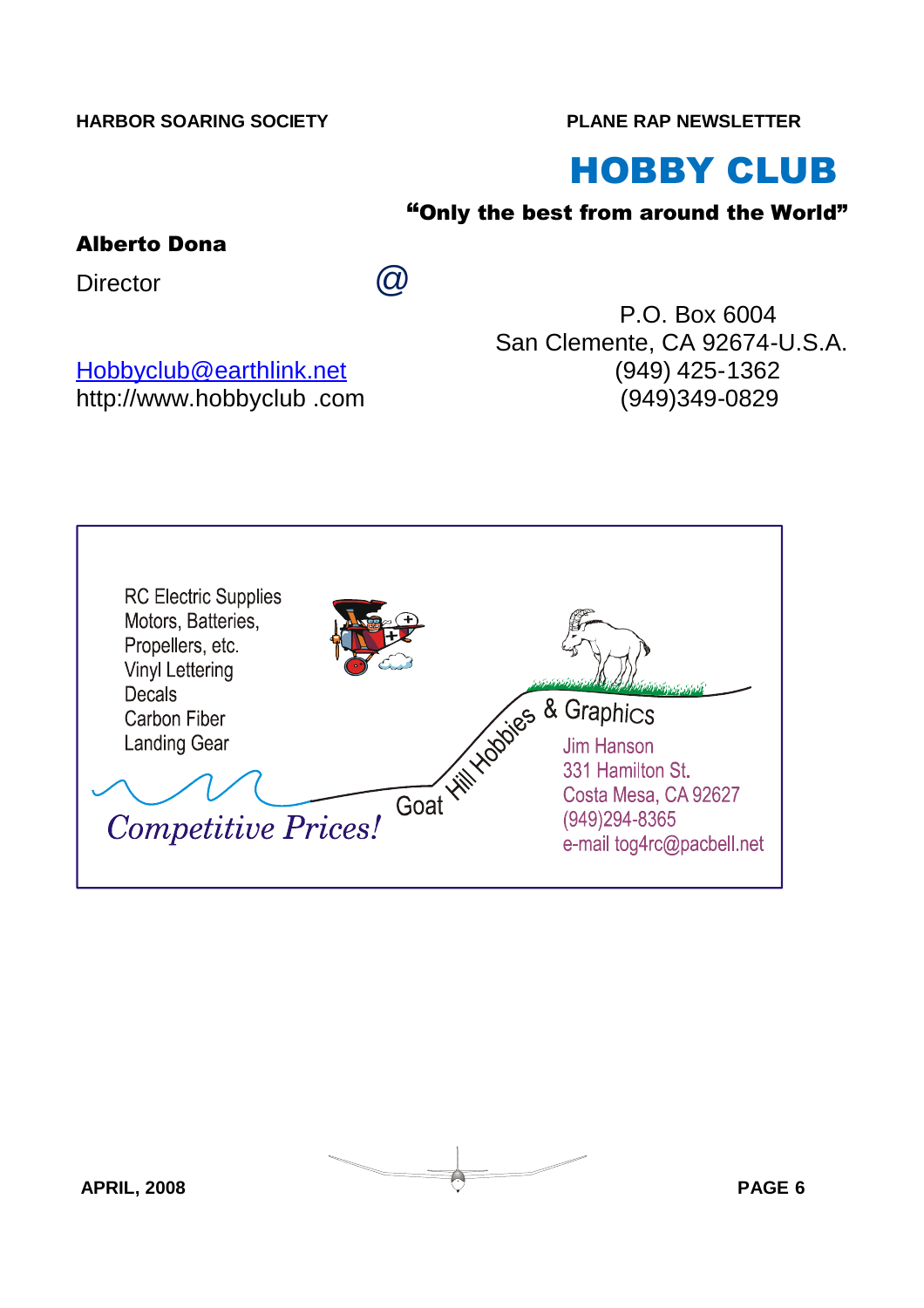# HOBBY CLUB

**"Only the best from around the World"**

**Alberto Dona**

Director

@

P.O. Box 6004
San Clemente, CA 92674-U.S.A.
(949) 425-1362
(949)349-0829

Hobbyclub@earthlink.net
http://www.hobbyclub .com

RC Electric Supplies
Motors, Batteries,
Propellers, etc.
Vinyl Lettering
Decals
Carbon Fiber
Landing Gear

*Competitive Prices!*

Goat Hill Hobbies & Graphics

Jim Hanson
331 Hamilton St.
Costa Mesa, CA 92627
(949)294-8365
e-mail tog4rc@pacbell.net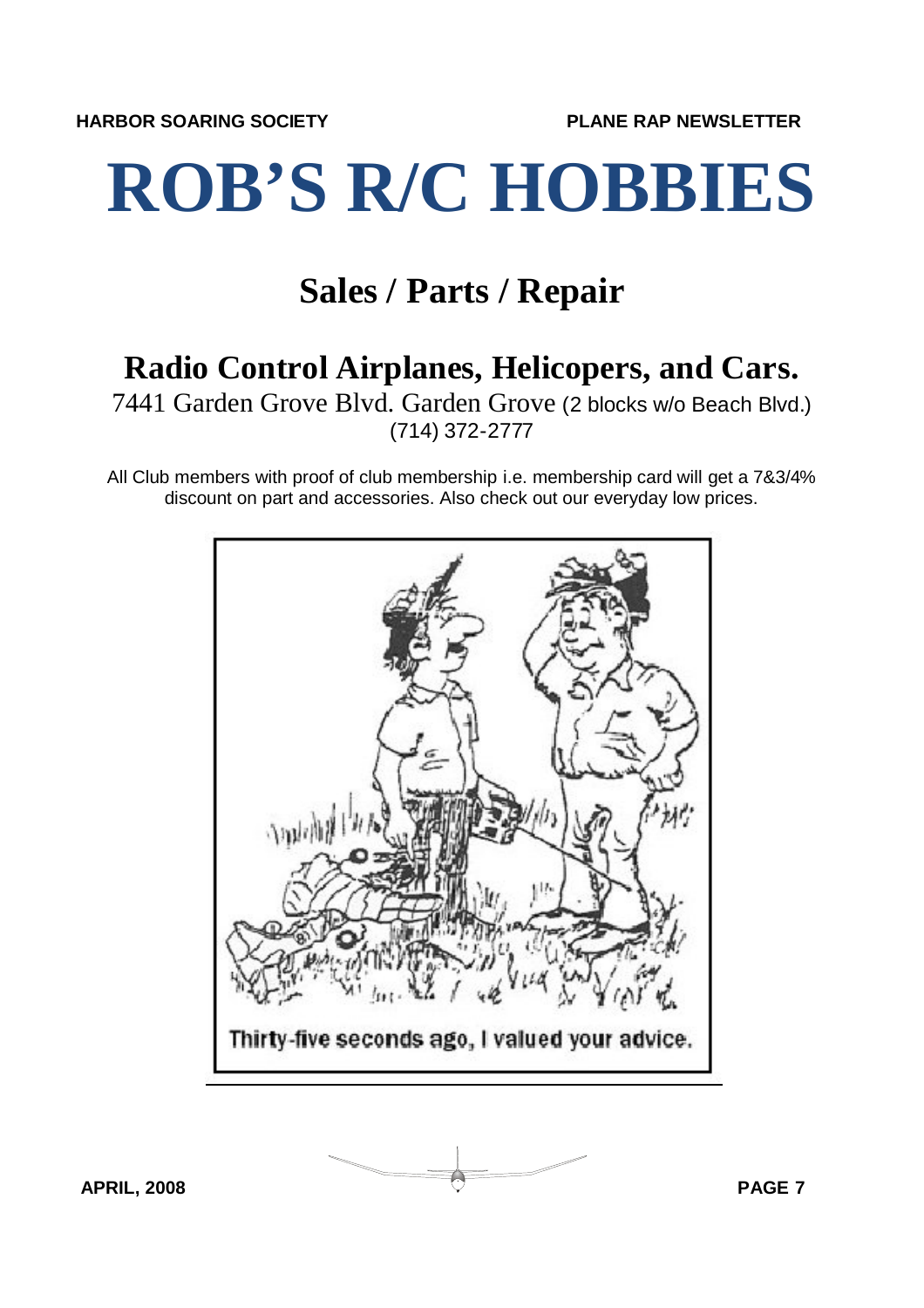# ROB'S R/C HOBBIES

## Sales / Parts / Repair

## Radio Control Airplanes, Helicopers, and Cars.

7441 Garden Grove Blvd. Garden Grove (2 blocks w/o Beach Blvd.)
(714) 372-2777

All Club members with proof of club membership i.e. membership card will get a 7&3/4% discount on part and accessories. Also check out our everyday low prices.

Thirty-five seconds ago, I valued your advice.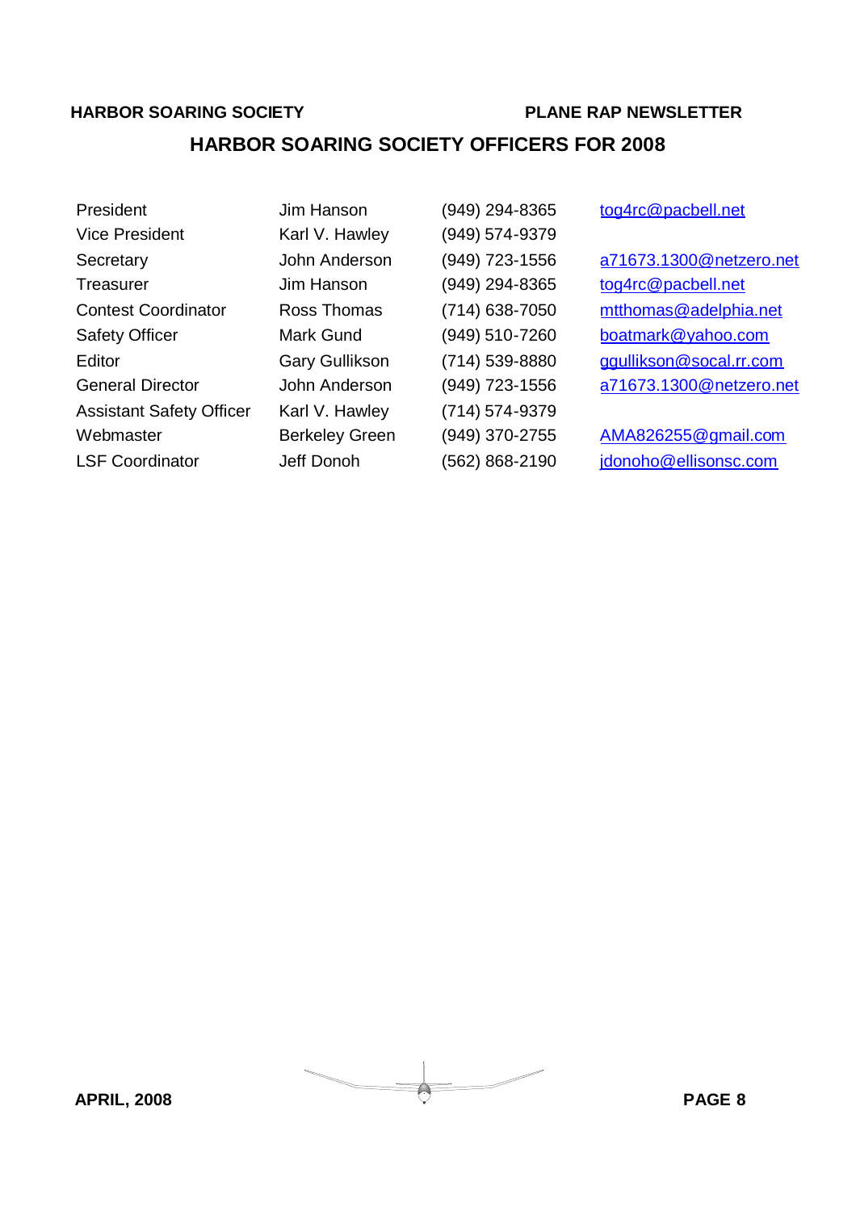# HARBOR SOARING SOCIETY OFFICERS FOR 2008

| | | | |
|---|---|---|---|
| President | Jim Hanson | (949) 294-8365 | tog4rc@pacbell.net |
| Vice President | Karl V. Hawley | (949) 574-9379 | |
| Secretary | John Anderson | (949) 723-1556 | a71673.1300@netzero.net |
| Treasurer | Jim Hanson | (949) 294-8365 | tog4rc@pacbell.net |
| Contest Coordinator | Ross Thomas | (714) 638-7050 | mtthomas@adelphia.net |
| Safety Officer | Mark Gund | (949) 510-7260 | boatmark@yahoo.com |
| Editor | Gary Gullikson | (714) 539-8880 | ggullikson@socal.rr.com |
| General Director | John Anderson | (949) 723-1556 | a71673.1300@netzero.net |
| Assistant Safety Officer | Karl V. Hawley | (714) 574-9379 | |
| Webmaster | Berkeley Green | (949) 370-2755 | AMA826255@gmail.com |
| LSF Coordinator | Jeff Donoh | (562) 868-2190 | jdonoho@ellisonsc.com |